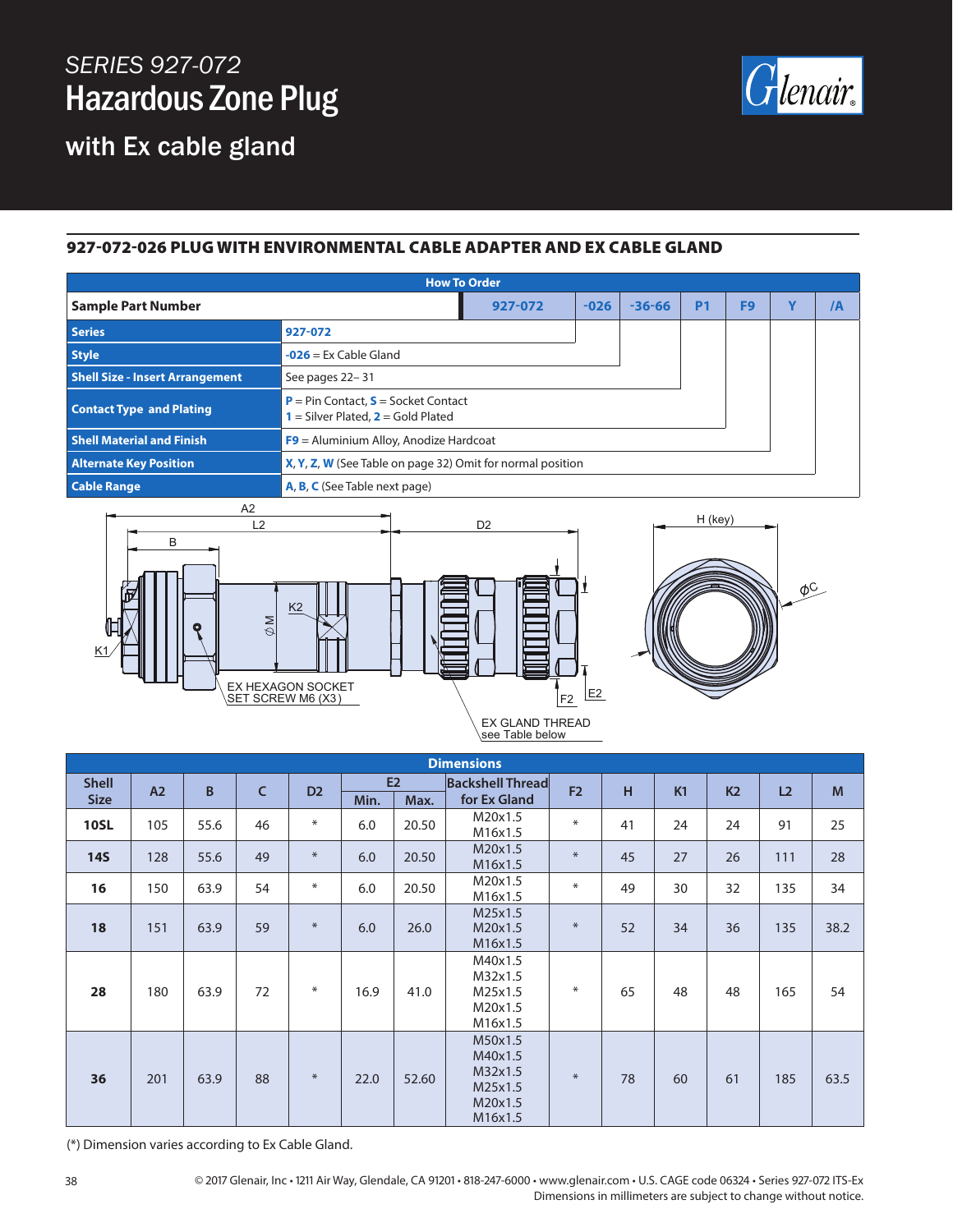*SERIES 927-072*

# Hazardous Zone Plug

## with Ex cable gland

### 927-072-026 PLUG WITH ENVIRONMENTAL CABLE ADAPTER AND EX CABLE GLAND

| How To Order | | | | | | | | |
|---|---|---|---|---|---|---|---|---|
| **Sample Part Number** | | 927-072 | -026 | -36-66 | P1 | F9 | Y | /A |
| **Series** | 927-072 | | | | | | | |
| **Style** | -026 = Ex Cable Gland | | | | | | | |
| **Shell Size - Insert Arrangement** | See pages 22– 31 | | | | | | | |
| **Contact Type and Plating** | P = Pin Contact, S = Socket Contact<br>1 = Silver Plated, 2 = Gold Plated | | | | | | | |
| **Shell Material and Finish** | F9 = Aluminium Alloy, Anodize Hardcoat | | | | | | | |
| **Alternate Key Position** | X, Y, Z, W (See Table on page 32) Omit for normal position | | | | | | | |
| **Cable Range** | A, B, C (See Table next page) | | | | | | | |

A2, L2, B, D2, K1, K2, ∅M, H (key), ∅C, F2, E2

EX HEXAGON SOCKET SET SCREW M6 (X3)

EX GLAND THREAD see Table below

| Dimensions | | | | | | | | | | | | | |
|---|---|---|---|---|---|---|---|---|---|---|---|---|---|
| **Shell Size** | **A2** | **B** | **C** | **D2** | **E2** | | **Backshell Thread for Ex Gland** | **F2** | **H** | **K1** | **K2** | **L2** | **M** |
| | | | | | **Min.** | **Max.** | | | | | | | |
| **10SL** | 105 | 55.6 | 46 | * | 6.0 | 20.50 | M20x1.5<br>M16x1.5 | * | 41 | 24 | 24 | 91 | 25 |
| **14S** | 128 | 55.6 | 49 | * | 6.0 | 20.50 | M20x1.5<br>M16x1.5 | * | 45 | 27 | 26 | 111 | 28 |
| **16** | 150 | 63.9 | 54 | * | 6.0 | 20.50 | M20x1.5<br>M16x1.5 | * | 49 | 30 | 32 | 135 | 34 |
| **18** | 151 | 63.9 | 59 | * | 6.0 | 26.0 | M25x1.5<br>M20x1.5<br>M16x1.5 | * | 52 | 34 | 36 | 135 | 38.2 |
| **28** | 180 | 63.9 | 72 | * | 16.9 | 41.0 | M40x1.5<br>M32x1.5<br>M25x1.5<br>M20x1.5<br>M16x1.5 | * | 65 | 48 | 48 | 165 | 54 |
| **36** | 201 | 63.9 | 88 | * | 22.0 | 52.60 | M50x1.5<br>M40x1.5<br>M32x1.5<br>M25x1.5<br>M20x1.5<br>M16x1.5 | * | 78 | 60 | 61 | 185 | 63.5 |

(*) Dimension varies according to Ex Cable Gland.

© 2017 Glenair, Inc • 1211 Air Way, Glendale, CA 91201 • 818-247-6000 • www.glenair.com • U.S. CAGE code 06324 • Series 927-072 ITS-Ex
Dimensions in millimeters are subject to change without notice.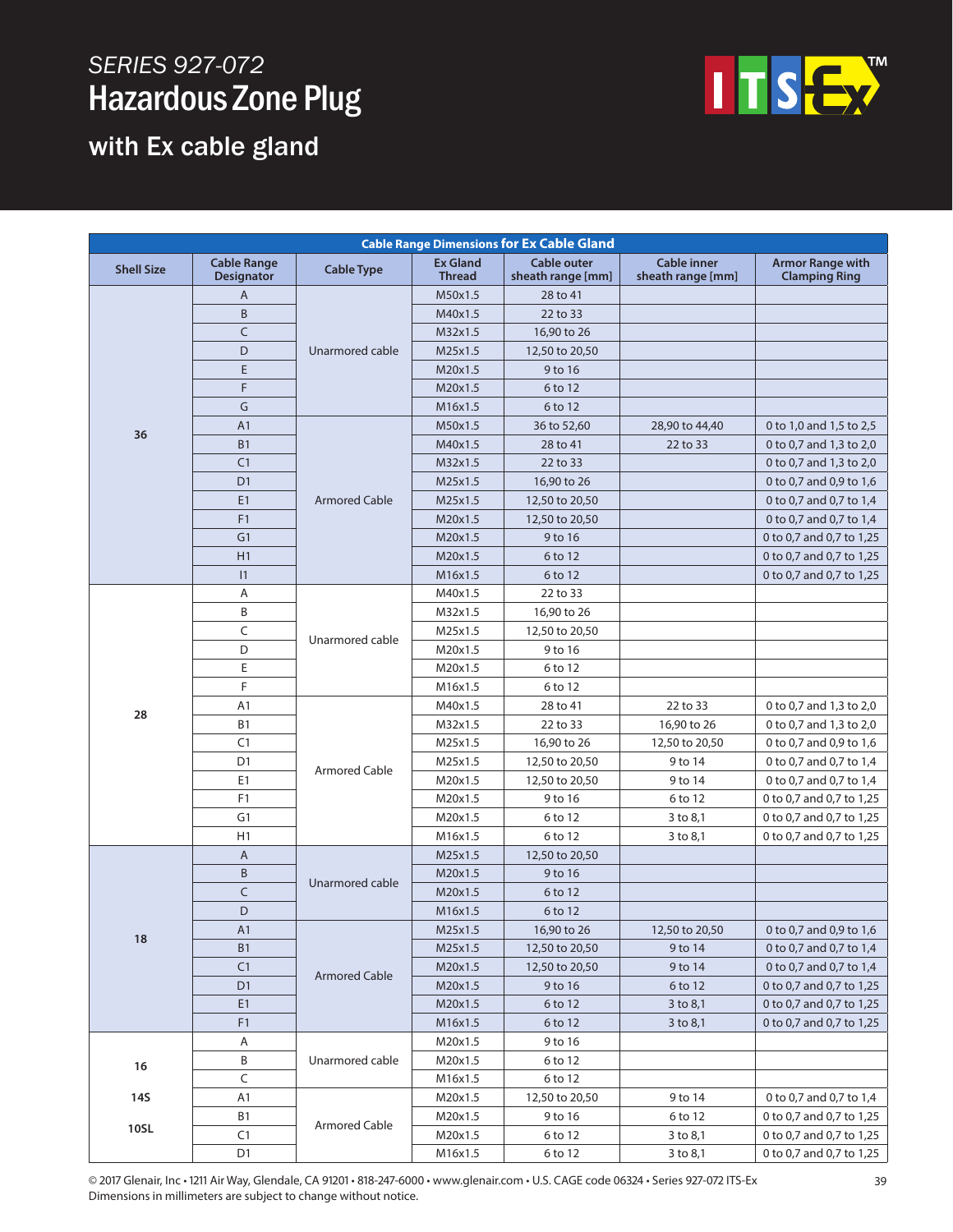# SERIES 927-072

# Hazardous Zone Plug

## with Ex cable gland

ITS Ex™

| Cable Range Dimensions for Ex Cable Gland | | | | | | |
|---|---|---|---|---|---|---|
| **Shell Size** | **Cable Range Designator** | **Cable Type** | **Ex Gland Thread** | **Cable outer sheath range [mm]** | **Cable inner sheath range [mm]** | **Armor Range with Clamping Ring** |
| 36 | A | Unarmored cable | M50x1.5 | 28 to 41 | | |
| | B | | M40x1.5 | 22 to 33 | | |
| | C | | M32x1.5 | 16,90 to 26 | | |
| | D | | M25x1.5 | 12,50 to 20,50 | | |
| | E | | M20x1.5 | 9 to 16 | | |
| | F | | M20x1.5 | 6 to 12 | | |
| | G | | M16x1.5 | 6 to 12 | | |
| | A1 | Armored Cable | M50x1.5 | 36 to 52,60 | 28,90 to 44,40 | 0 to 1,0 and 1,5 to 2,5 |
| | B1 | | M40x1.5 | 28 to 41 | 22 to 33 | 0 to 0,7 and 1,3 to 2,0 |
| | C1 | | M32x1.5 | 22 to 33 | | 0 to 0,7 and 1,3 to 2,0 |
| | D1 | | M25x1.5 | 16,90 to 26 | | 0 to 0,7 and 0,9 to 1,6 |
| | E1 | | M25x1.5 | 12,50 to 20,50 | | 0 to 0,7 and 0,7 to 1,4 |
| | F1 | | M20x1.5 | 12,50 to 20,50 | | 0 to 0,7 and 0,7 to 1,4 |
| | G1 | | M20x1.5 | 9 to 16 | | 0 to 0,7 and 0,7 to 1,25 |
| | H1 | | M20x1.5 | 6 to 12 | | 0 to 0,7 and 0,7 to 1,25 |
| | I1 | | M16x1.5 | 6 to 12 | | 0 to 0,7 and 0,7 to 1,25 |
| 28 | A | Unarmored cable | M40x1.5 | 22 to 33 | | |
| | B | | M32x1.5 | 16,90 to 26 | | |
| | C | | M25x1.5 | 12,50 to 20,50 | | |
| | D | | M20x1.5 | 9 to 16 | | |
| | E | | M20x1.5 | 6 to 12 | | |
| | F | | M16x1.5 | 6 to 12 | | |
| | A1 | Armored Cable | M40x1.5 | 28 to 41 | 22 to 33 | 0 to 0,7 and 1,3 to 2,0 |
| | B1 | | M32x1.5 | 22 to 33 | 16,90 to 26 | 0 to 0,7 and 1,3 to 2,0 |
| | C1 | | M25x1.5 | 16,90 to 26 | 12,50 to 20,50 | 0 to 0,7 and 0,9 to 1,6 |
| | D1 | | M25x1.5 | 12,50 to 20,50 | 9 to 14 | 0 to 0,7 and 0,7 to 1,4 |
| | E1 | | M20x1.5 | 12,50 to 20,50 | 9 to 14 | 0 to 0,7 and 0,7 to 1,4 |
| | F1 | | M20x1.5 | 9 to 16 | 6 to 12 | 0 to 0,7 and 0,7 to 1,25 |
| | G1 | | M20x1.5 | 6 to 12 | 3 to 8,1 | 0 to 0,7 and 0,7 to 1,25 |
| | H1 | | M16x1.5 | 6 to 12 | 3 to 8,1 | 0 to 0,7 and 0,7 to 1,25 |
| 18 | A | Unarmored cable | M25x1.5 | 12,50 to 20,50 | | |
| | B | | M20x1.5 | 9 to 16 | | |
| | C | | M20x1.5 | 6 to 12 | | |
| | D | | M16x1.5 | 6 to 12 | | |
| | A1 | Armored Cable | M25x1.5 | 16,90 to 26 | 12,50 to 20,50 | 0 to 0,7 and 0,9 to 1,6 |
| | B1 | | M25x1.5 | 12,50 to 20,50 | 9 to 14 | 0 to 0,7 and 0,7 to 1,4 |
| | C1 | | M20x1.5 | 12,50 to 20,50 | 9 to 14 | 0 to 0,7 and 0,7 to 1,4 |
| | D1 | | M20x1.5 | 9 to 16 | 6 to 12 | 0 to 0,7 and 0,7 to 1,25 |
| | E1 | | M20x1.5 | 6 to 12 | 3 to 8,1 | 0 to 0,7 and 0,7 to 1,25 |
| | F1 | | M16x1.5 | 6 to 12 | 3 to 8,1 | 0 to 0,7 and 0,7 to 1,25 |
| 16<br>14S<br>10SL | A | Unarmored cable | M20x1.5 | 9 to 16 | | |
| | B | | M20x1.5 | 6 to 12 | | |
| | C | | M16x1.5 | 6 to 12 | | |
| | A1 | Armored Cable | M20x1.5 | 12,50 to 20,50 | 9 to 14 | 0 to 0,7 and 0,7 to 1,4 |
| | B1 | | M20x1.5 | 9 to 16 | 6 to 12 | 0 to 0,7 and 0,7 to 1,25 |
| | C1 | | M20x1.5 | 6 to 12 | 3 to 8,1 | 0 to 0,7 and 0,7 to 1,25 |
| | D1 | | M16x1.5 | 6 to 12 | 3 to 8,1 | 0 to 0,7 and 0,7 to 1,25 |

© 2017 Glenair, Inc • 1211 Air Way, Glendale, CA 91201 • 818-247-6000 • www.glenair.com • U.S. CAGE code 06324 • Series 927-072 ITS-Ex
Dimensions in millimeters are subject to change without notice.